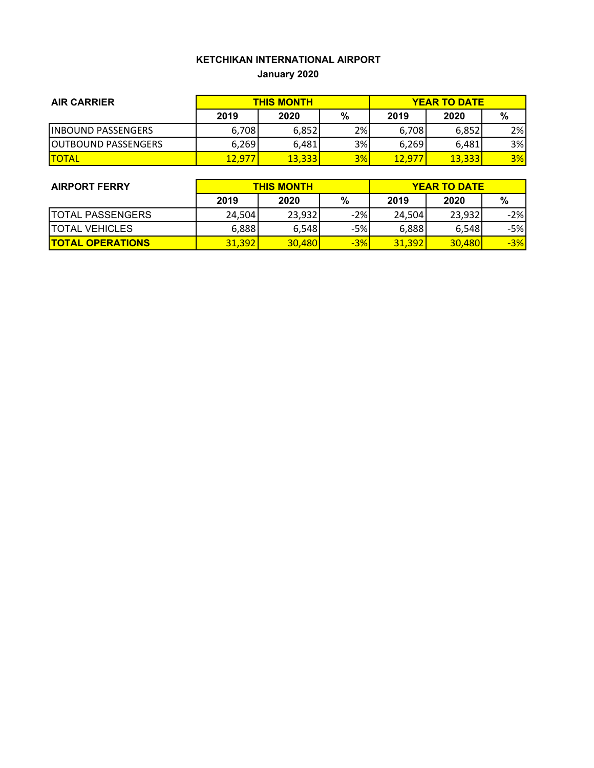**KETCHIKAN INTERNATIONAL AIRPORT**

**January 2020**

| **AIR CARRIER** | **THIS MONTH** | | | **YEAR TO DATE** | | |
|---|---|---|---|---|---|---|
| | **2019** | **2020** | **%** | **2019** | **2020** | **%** |
| INBOUND PASSENGERS | 6,708 | 6,852 | 2% | 6,708 | 6,852 | 2% |
| OUTBOUND PASSENGERS | 6,269 | 6,481 | 3% | 6,269 | 6,481 | 3% |
| TOTAL | 12,977 | 13,333 | 3% | 12,977 | 13,333 | 3% |

| **AIRPORT FERRY** | **THIS MONTH** | | | **YEAR TO DATE** | | |
|---|---|---|---|---|---|---|
| | **2019** | **2020** | **%** | **2019** | **2020** | **%** |
| TOTAL PASSENGERS | 24,504 | 23,932 | -2% | 24,504 | 23,932 | -2% |
| TOTAL VEHICLES | 6,888 | 6,548 | -5% | 6,888 | 6,548 | -5% |
| **TOTAL OPERATIONS** | 31,392 | 30,480 | -3% | 31,392 | 30,480 | -3% |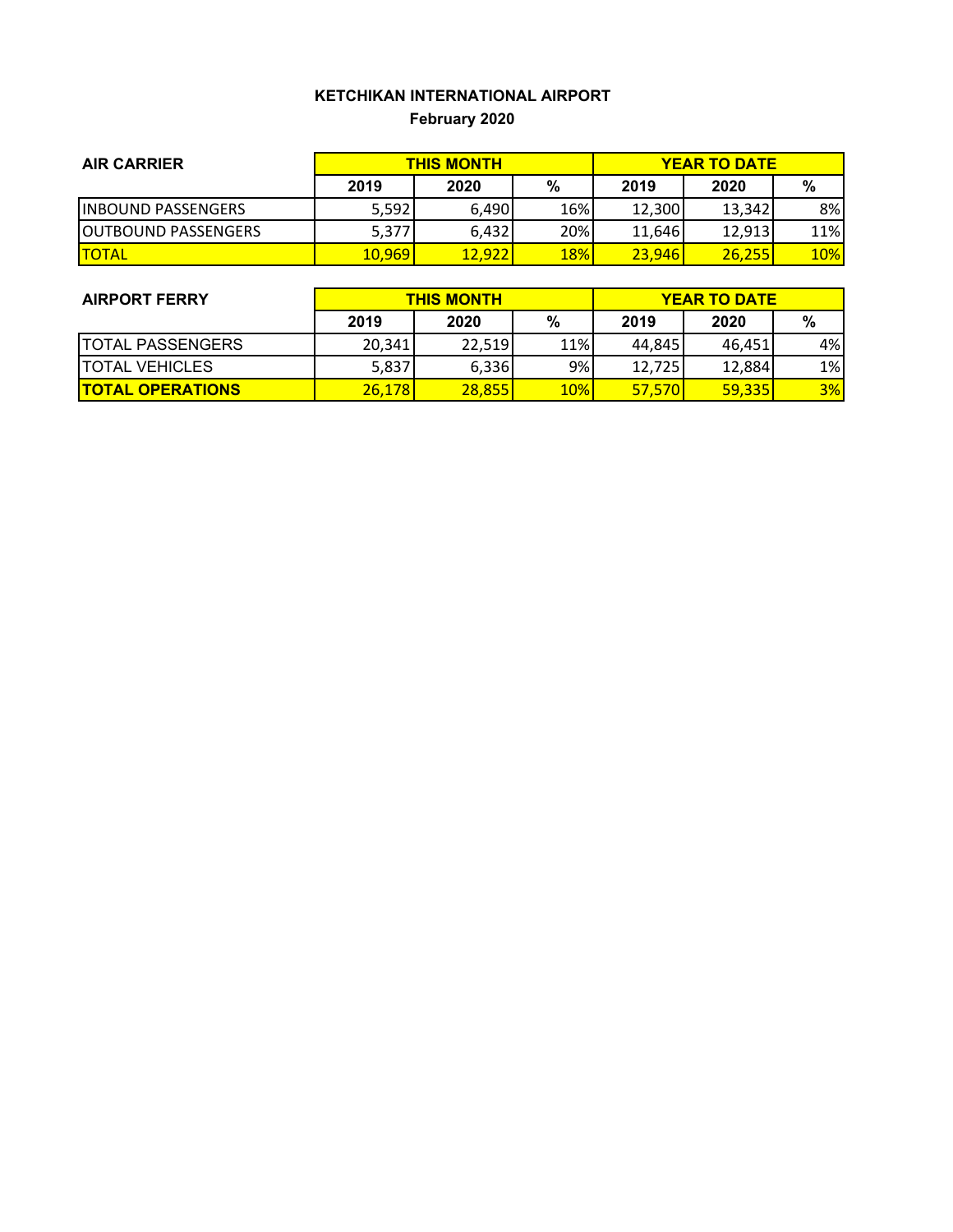# KETCHIKAN INTERNATIONAL AIRPORT

## February 2020

| AIR CARRIER | THIS MONTH | | | YEAR TO DATE | | |
|---|---|---|---|---|---|---|
| | 2019 | 2020 | % | 2019 | 2020 | % |
| INBOUND PASSENGERS | 5,592 | 6,490 | 16% | 12,300 | 13,342 | 8% |
| OUTBOUND PASSENGERS | 5,377 | 6,432 | 20% | 11,646 | 12,913 | 11% |
| TOTAL | 10,969 | 12,922 | 18% | 23,946 | 26,255 | 10% |

| AIRPORT FERRY | THIS MONTH | | | YEAR TO DATE | | |
|---|---|---|---|---|---|---|
| | 2019 | 2020 | % | 2019 | 2020 | % |
| TOTAL PASSENGERS | 20,341 | 22,519 | 11% | 44,845 | 46,451 | 4% |
| TOTAL VEHICLES | 5,837 | 6,336 | 9% | 12,725 | 12,884 | 1% |
| **TOTAL OPERATIONS** | 26,178 | 28,855 | 10% | 57,570 | 59,335 | 3% |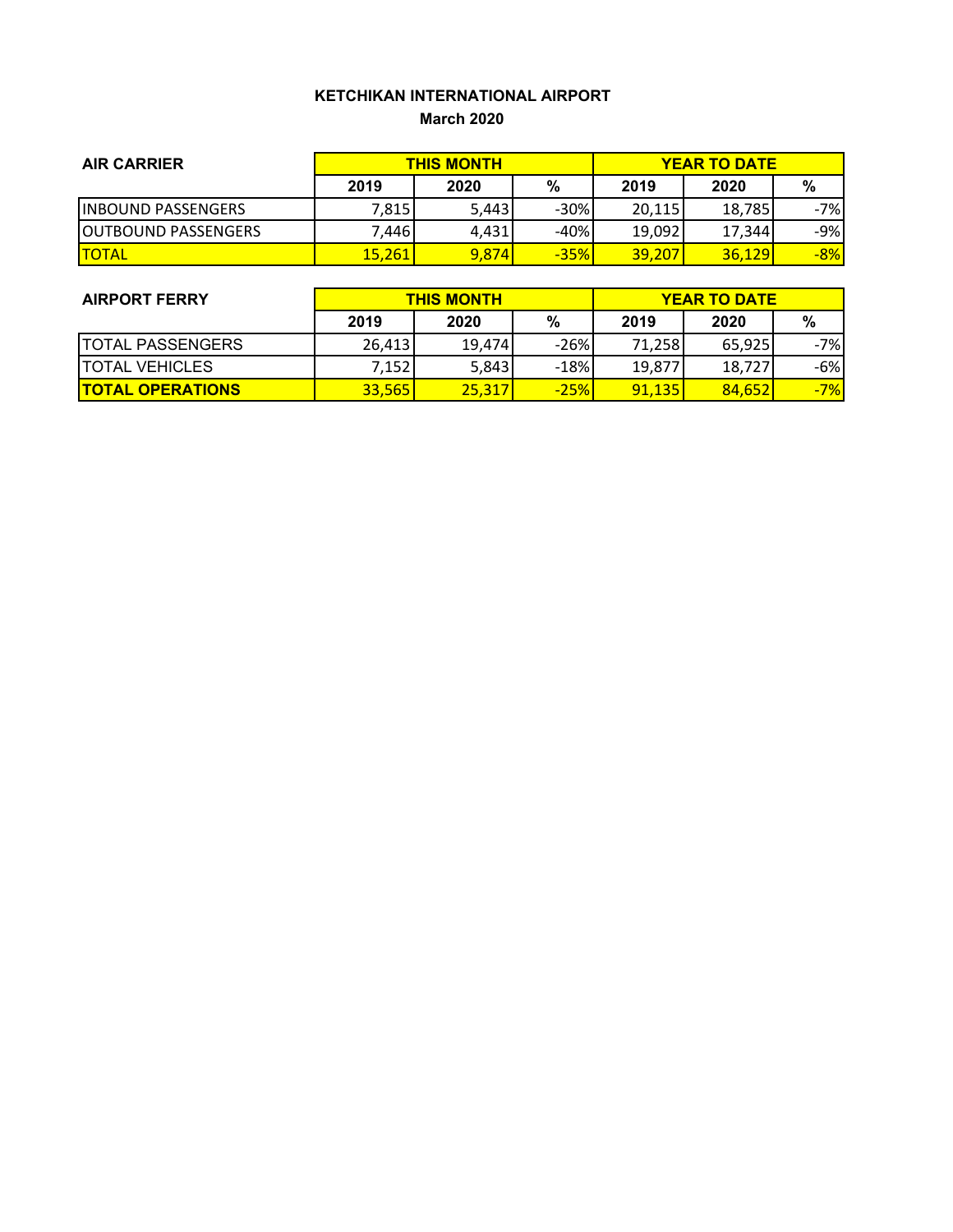# KETCHIKAN INTERNATIONAL AIRPORT

## March 2020

| AIR CARRIER | THIS MONTH | | | YEAR TO DATE | | |
|---|---|---|---|---|---|---|
| | 2019 | 2020 | % | 2019 | 2020 | % |
| INBOUND PASSENGERS | 7,815 | 5,443 | -30% | 20,115 | 18,785 | -7% |
| OUTBOUND PASSENGERS | 7,446 | 4,431 | -40% | 19,092 | 17,344 | -9% |
| TOTAL | 15,261 | 9,874 | -35% | 39,207 | 36,129 | -8% |

| AIRPORT FERRY | THIS MONTH | | | YEAR TO DATE | | |
|---|---|---|---|---|---|---|
| | 2019 | 2020 | % | 2019 | 2020 | % |
| TOTAL PASSENGERS | 26,413 | 19,474 | -26% | 71,258 | 65,925 | -7% |
| TOTAL VEHICLES | 7,152 | 5,843 | -18% | 19,877 | 18,727 | -6% |
| **TOTAL OPERATIONS** | 33,565 | 25,317 | -25% | 91,135 | 84,652 | -7% |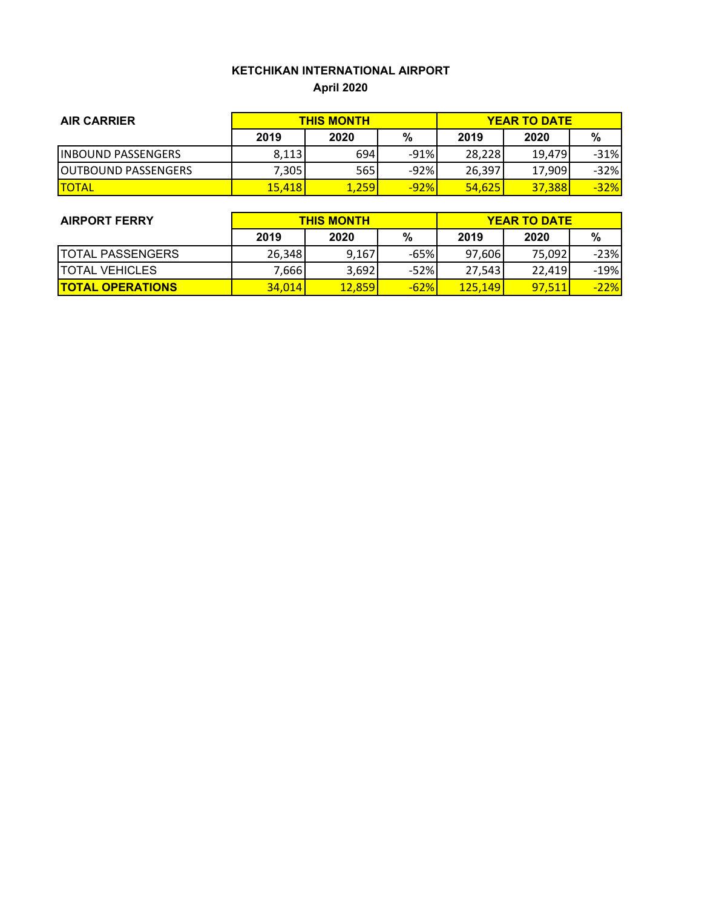# KETCHIKAN INTERNATIONAL AIRPORT

## April 2020

| AIR CARRIER | THIS MONTH | | | YEAR TO DATE | | |
|---|---|---|---|---|---|---|
| | 2019 | 2020 | % | 2019 | 2020 | % |
| INBOUND PASSENGERS | 8,113 | 694 | -91% | 28,228 | 19,479 | -31% |
| OUTBOUND PASSENGERS | 7,305 | 565 | -92% | 26,397 | 17,909 | -32% |
| TOTAL | 15,418 | 1,259 | -92% | 54,625 | 37,388 | -32% |

| AIRPORT FERRY | THIS MONTH | | | YEAR TO DATE | | |
|---|---|---|---|---|---|---|
| | 2019 | 2020 | % | 2019 | 2020 | % |
| TOTAL PASSENGERS | 26,348 | 9,167 | -65% | 97,606 | 75,092 | -23% |
| TOTAL VEHICLES | 7,666 | 3,692 | -52% | 27,543 | 22,419 | -19% |
| **TOTAL OPERATIONS** | 34,014 | 12,859 | -62% | 125,149 | 97,511 | -22% |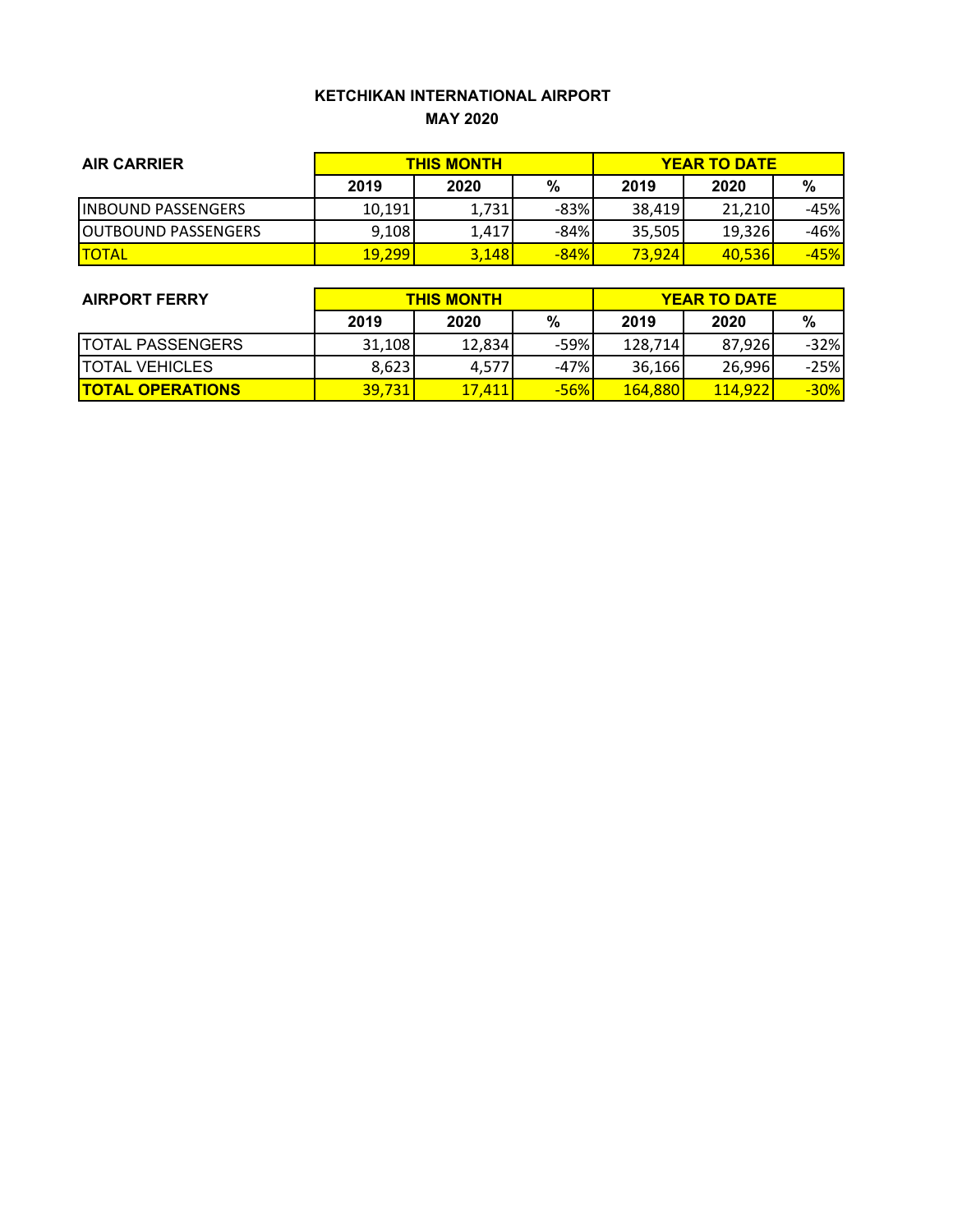# KETCHIKAN INTERNATIONAL AIRPORT

## MAY 2020

| AIR CARRIER | THIS MONTH | | | YEAR TO DATE | | |
|---|---|---|---|---|---|---|
| | 2019 | 2020 | % | 2019 | 2020 | % |
| INBOUND PASSENGERS | 10,191 | 1,731 | -83% | 38,419 | 21,210 | -45% |
| OUTBOUND PASSENGERS | 9,108 | 1,417 | -84% | 35,505 | 19,326 | -46% |
| TOTAL | 19,299 | 3,148 | -84% | 73,924 | 40,536 | -45% |

| AIRPORT FERRY | THIS MONTH | | | YEAR TO DATE | | |
|---|---|---|---|---|---|---|
| | 2019 | 2020 | % | 2019 | 2020 | % |
| TOTAL PASSENGERS | 31,108 | 12,834 | -59% | 128,714 | 87,926 | -32% |
| TOTAL VEHICLES | 8,623 | 4,577 | -47% | 36,166 | 26,996 | -25% |
| **TOTAL OPERATIONS** | 39,731 | 17,411 | -56% | 164,880 | 114,922 | -30% |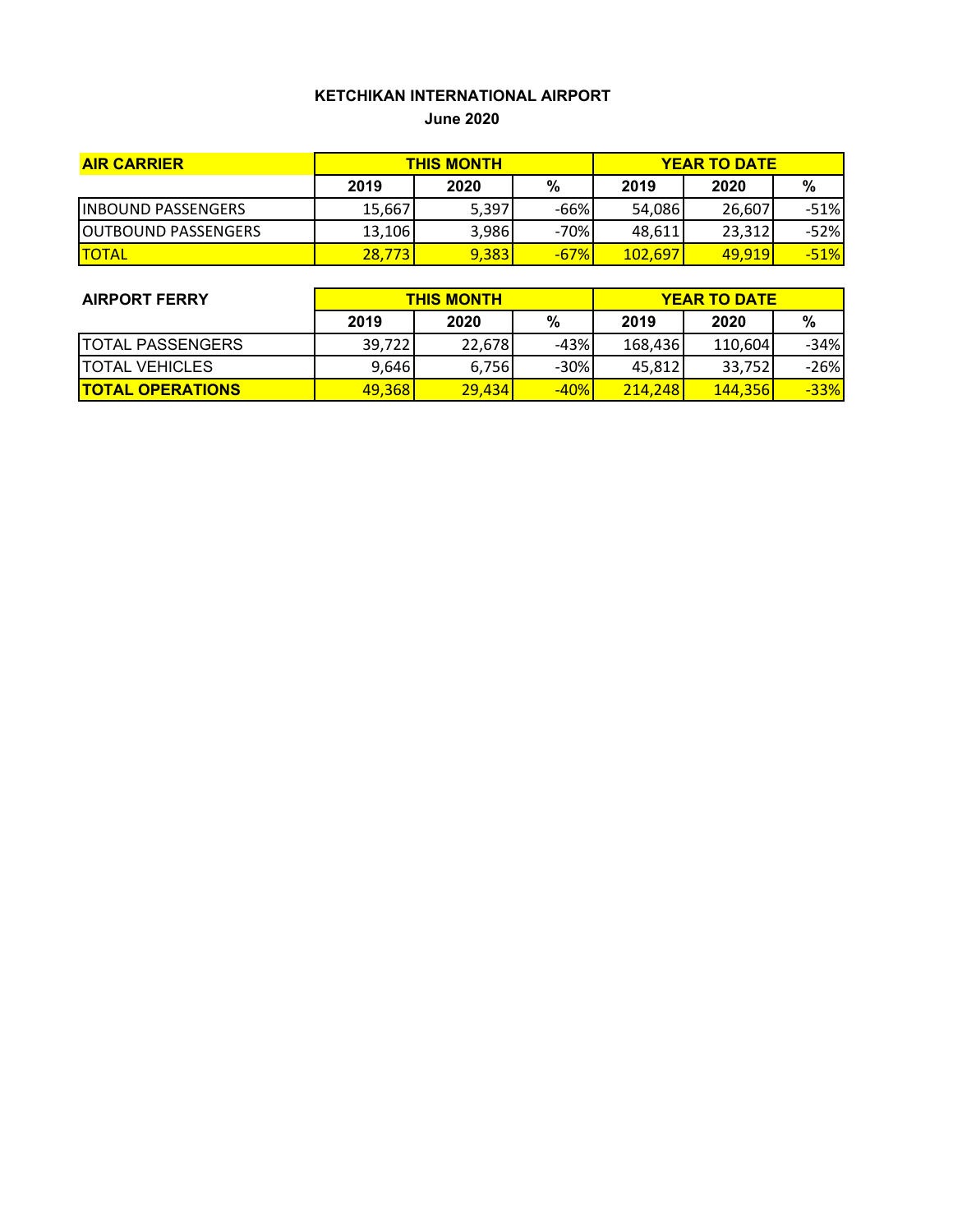# KETCHIKAN INTERNATIONAL AIRPORT

## June 2020

| AIR CARRIER | THIS MONTH | | | YEAR TO DATE | | |
|---|---|---|---|---|---|---|
| | 2019 | 2020 | % | 2019 | 2020 | % |
| INBOUND PASSENGERS | 15,667 | 5,397 | -66% | 54,086 | 26,607 | -51% |
| OUTBOUND PASSENGERS | 13,106 | 3,986 | -70% | 48,611 | 23,312 | -52% |
| TOTAL | 28,773 | 9,383 | -67% | 102,697 | 49,919 | -51% |

| AIRPORT FERRY | THIS MONTH | | | YEAR TO DATE | | |
|---|---|---|---|---|---|---|
| | 2019 | 2020 | % | 2019 | 2020 | % |
| TOTAL PASSENGERS | 39,722 | 22,678 | -43% | 168,436 | 110,604 | -34% |
| TOTAL VEHICLES | 9,646 | 6,756 | -30% | 45,812 | 33,752 | -26% |
| **TOTAL OPERATIONS** | 49,368 | 29,434 | -40% | 214,248 | 144,356 | -33% |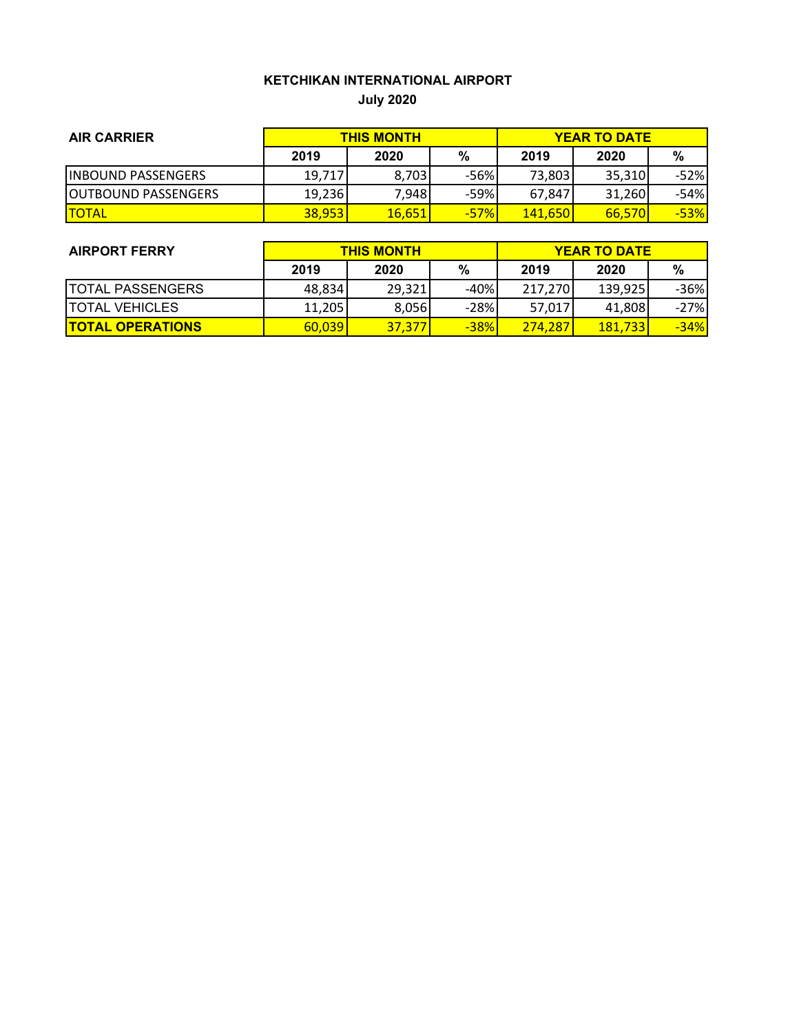# KETCHIKAN INTERNATIONAL AIRPORT

## July 2020

| AIR CARRIER | THIS MONTH | | | YEAR TO DATE | | |
|---|---|---|---|---|---|---|
| | 2019 | 2020 | % | 2019 | 2020 | % |
| INBOUND PASSENGERS | 19,717 | 8,703 | -56% | 73,803 | 35,310 | -52% |
| OUTBOUND PASSENGERS | 19,236 | 7,948 | -59% | 67,847 | 31,260 | -54% |
| TOTAL | 38,953 | 16,651 | -57% | 141,650 | 66,570 | -53% |

| AIRPORT FERRY | THIS MONTH | | | YEAR TO DATE | | |
|---|---|---|---|---|---|---|
| | 2019 | 2020 | % | 2019 | 2020 | % |
| TOTAL PASSENGERS | 48,834 | 29,321 | -40% | 217,270 | 139,925 | -36% |
| TOTAL VEHICLES | 11,205 | 8,056 | -28% | 57,017 | 41,808 | -27% |
| **TOTAL OPERATIONS** | 60,039 | 37,377 | -38% | 274,287 | 181,733 | -34% |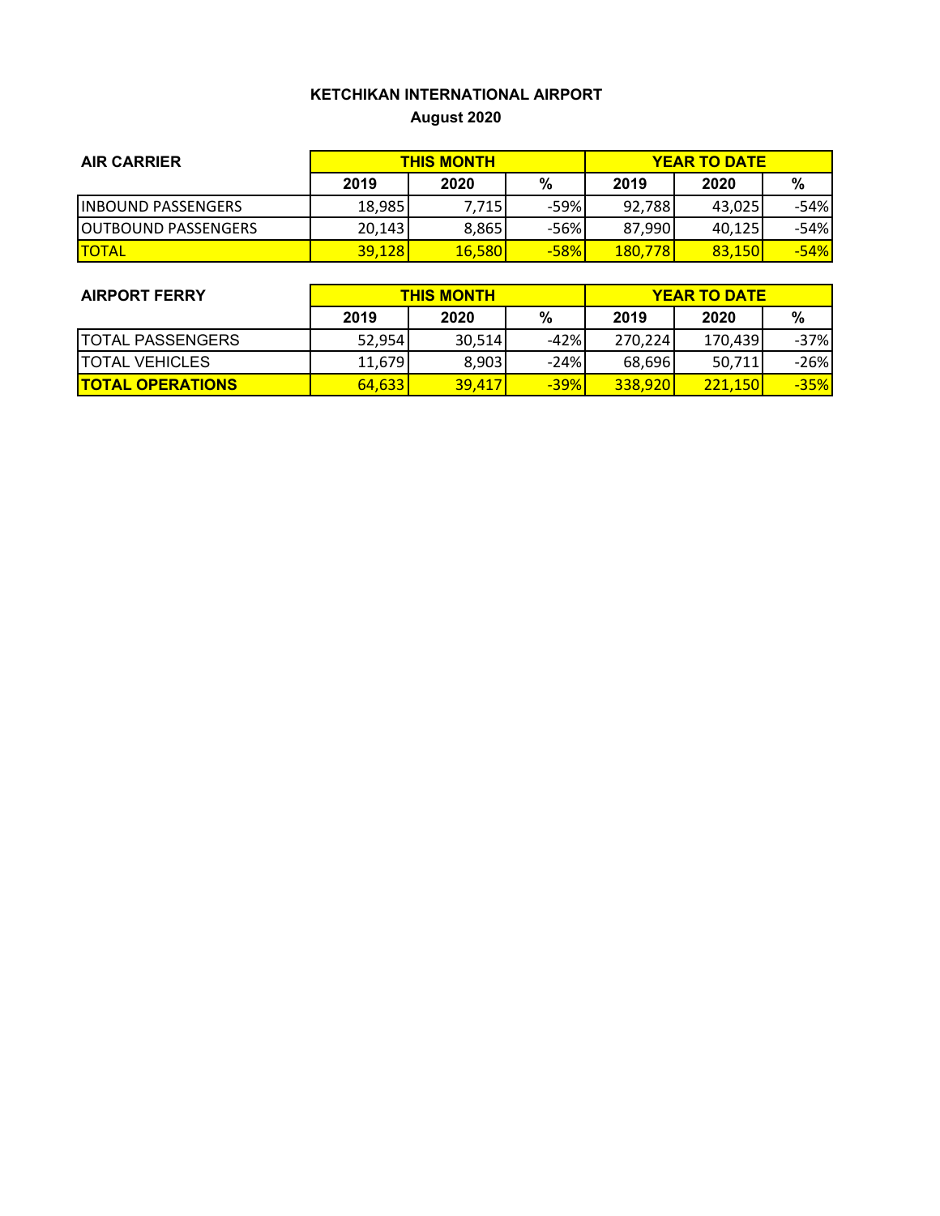# KETCHIKAN INTERNATIONAL AIRPORT
## August 2020

| AIR CARRIER | THIS MONTH | | | YEAR TO DATE | | |
|---|---|---|---|---|---|---|
| | 2019 | 2020 | % | 2019 | 2020 | % |
| INBOUND PASSENGERS | 18,985 | 7,715 | -59% | 92,788 | 43,025 | -54% |
| OUTBOUND PASSENGERS | 20,143 | 8,865 | -56% | 87,990 | 40,125 | -54% |
| TOTAL | 39,128 | 16,580 | -58% | 180,778 | 83,150 | -54% |

| AIRPORT FERRY | THIS MONTH | | | YEAR TO DATE | | |
|---|---|---|---|---|---|---|
| | 2019 | 2020 | % | 2019 | 2020 | % |
| TOTAL PASSENGERS | 52,954 | 30,514 | -42% | 270,224 | 170,439 | -37% |
| TOTAL VEHICLES | 11,679 | 8,903 | -24% | 68,696 | 50,711 | -26% |
| **TOTAL OPERATIONS** | 64,633 | 39,417 | -39% | 338,920 | 221,150 | -35% |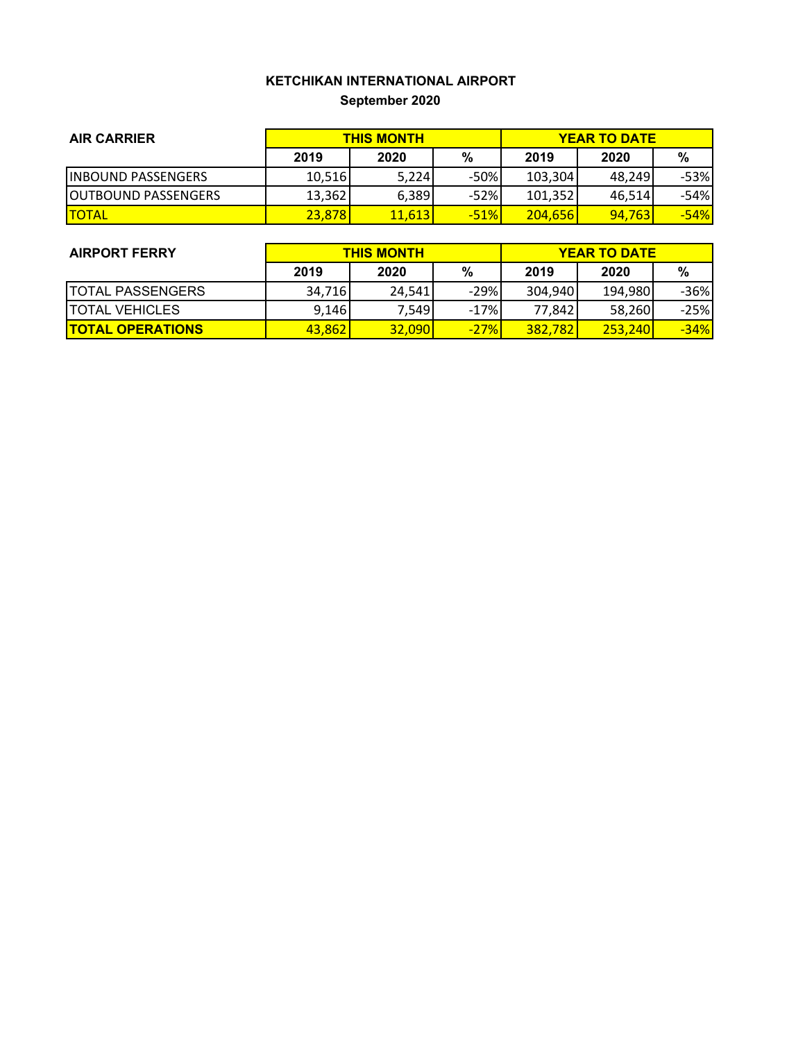# KETCHIKAN INTERNATIONAL AIRPORT

## September 2020

| AIR CARRIER | THIS MONTH | | | YEAR TO DATE | | |
|---|---|---|---|---|---|---|
| | 2019 | 2020 | % | 2019 | 2020 | % |
| INBOUND PASSENGERS | 10,516 | 5,224 | -50% | 103,304 | 48,249 | -53% |
| OUTBOUND PASSENGERS | 13,362 | 6,389 | -52% | 101,352 | 46,514 | -54% |
| TOTAL | 23,878 | 11,613 | -51% | 204,656 | 94,763 | -54% |

| AIRPORT FERRY | THIS MONTH | | | YEAR TO DATE | | |
|---|---|---|---|---|---|---|
| | 2019 | 2020 | % | 2019 | 2020 | % |
| TOTAL PASSENGERS | 34,716 | 24,541 | -29% | 304,940 | 194,980 | -36% |
| TOTAL VEHICLES | 9,146 | 7,549 | -17% | 77,842 | 58,260 | -25% |
| **TOTAL OPERATIONS** | 43,862 | 32,090 | -27% | 382,782 | 253,240 | -34% |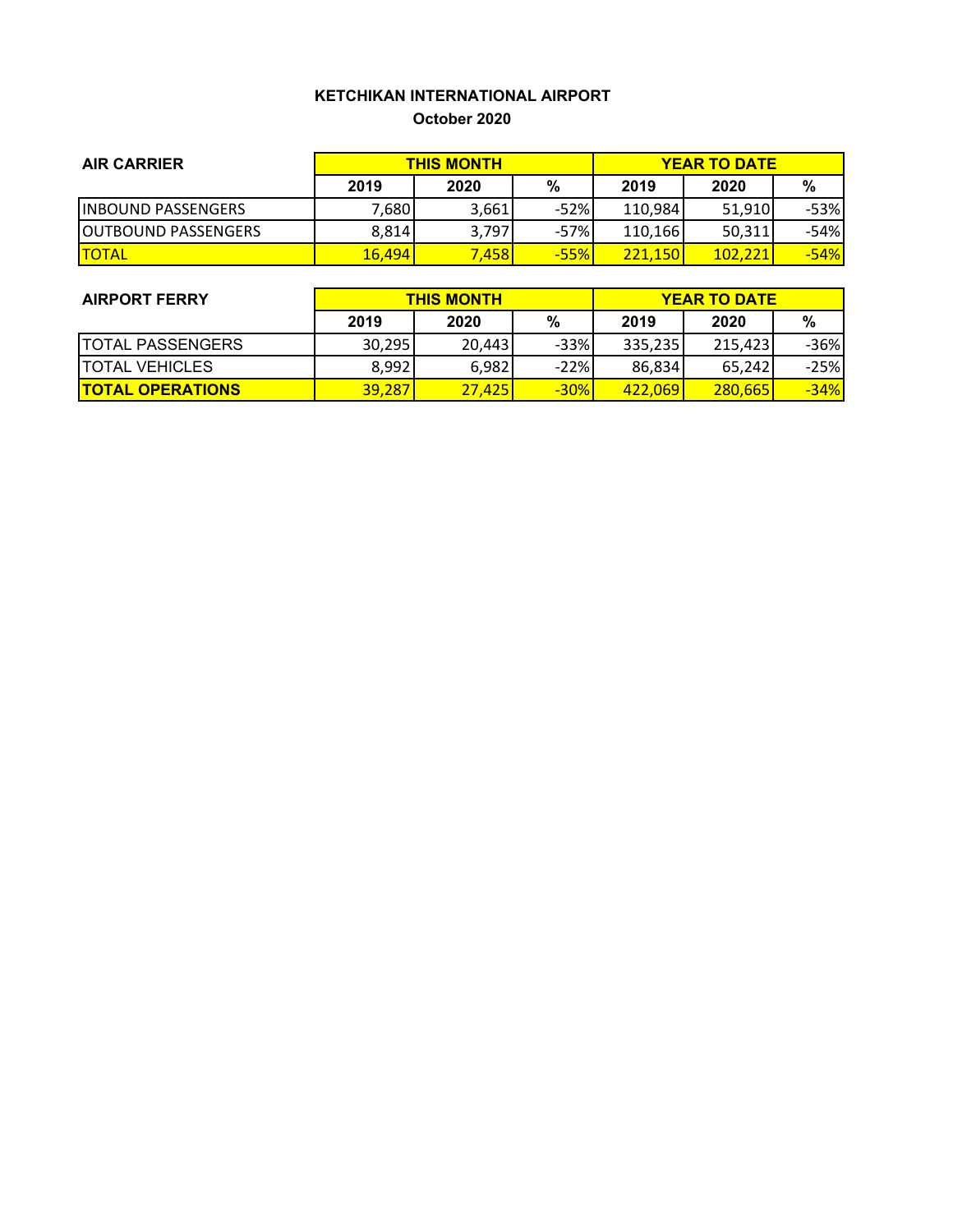# KETCHIKAN INTERNATIONAL AIRPORT

**October 2020**

| AIR CARRIER | THIS MONTH | | | YEAR TO DATE | | |
|---|---|---|---|---|---|---|
| | 2019 | 2020 | % | 2019 | 2020 | % |
| INBOUND PASSENGERS | 7,680 | 3,661 | -52% | 110,984 | 51,910 | -53% |
| OUTBOUND PASSENGERS | 8,814 | 3,797 | -57% | 110,166 | 50,311 | -54% |
| TOTAL | 16,494 | 7,458 | -55% | 221,150 | 102,221 | -54% |

| AIRPORT FERRY | THIS MONTH | | | YEAR TO DATE | | |
|---|---|---|---|---|---|---|
| | 2019 | 2020 | % | 2019 | 2020 | % |
| TOTAL PASSENGERS | 30,295 | 20,443 | -33% | 335,235 | 215,423 | -36% |
| TOTAL VEHICLES | 8,992 | 6,982 | -22% | 86,834 | 65,242 | -25% |
| **TOTAL OPERATIONS** | 39,287 | 27,425 | -30% | 422,069 | 280,665 | -34% |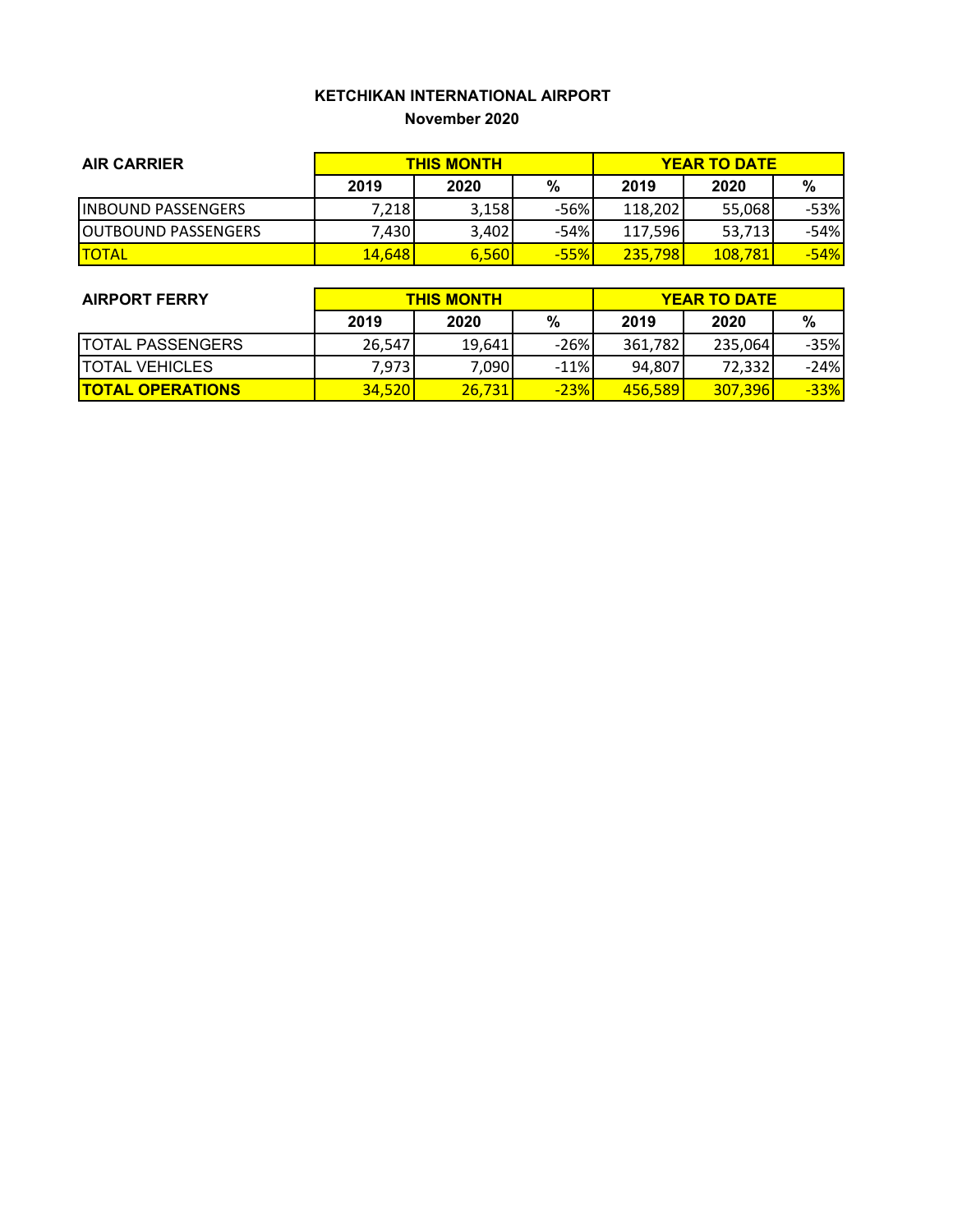**KETCHIKAN INTERNATIONAL AIRPORT**

**November 2020**

| AIR CARRIER | THIS MONTH | | | YEAR TO DATE | | |
|---|---|---|---|---|---|---|
| | 2019 | 2020 | % | 2019 | 2020 | % |
| INBOUND PASSENGERS | 7,218 | 3,158 | -56% | 118,202 | 55,068 | -53% |
| OUTBOUND PASSENGERS | 7,430 | 3,402 | -54% | 117,596 | 53,713 | -54% |
| TOTAL | 14,648 | 6,560 | -55% | 235,798 | 108,781 | -54% |

| AIRPORT FERRY | THIS MONTH | | | YEAR TO DATE | | |
|---|---|---|---|---|---|---|
| | 2019 | 2020 | % | 2019 | 2020 | % |
| TOTAL PASSENGERS | 26,547 | 19,641 | -26% | 361,782 | 235,064 | -35% |
| TOTAL VEHICLES | 7,973 | 7,090 | -11% | 94,807 | 72,332 | -24% |
| **TOTAL OPERATIONS** | 34,520 | 26,731 | -23% | 456,589 | 307,396 | -33% |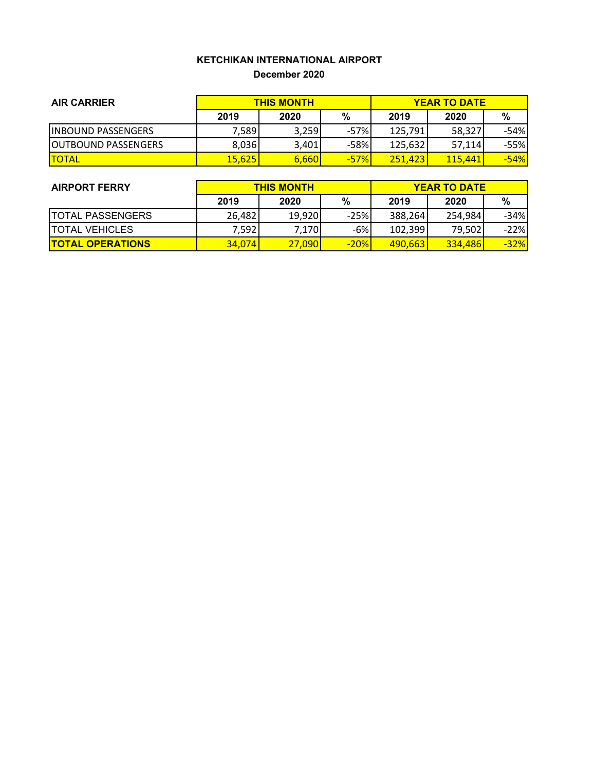**KETCHIKAN INTERNATIONAL AIRPORT**

**December 2020**

| AIR CARRIER | THIS MONTH | | | YEAR TO DATE | | |
|---|---|---|---|---|---|---|
| | 2019 | 2020 | % | 2019 | 2020 | % |
| INBOUND PASSENGERS | 7,589 | 3,259 | -57% | 125,791 | 58,327 | -54% |
| OUTBOUND PASSENGERS | 8,036 | 3,401 | -58% | 125,632 | 57,114 | -55% |
| TOTAL | 15,625 | 6,660 | -57% | 251,423 | 115,441 | -54% |

| AIRPORT FERRY | THIS MONTH | | | YEAR TO DATE | | |
|---|---|---|---|---|---|---|
| | 2019 | 2020 | % | 2019 | 2020 | % |
| TOTAL PASSENGERS | 26,482 | 19,920 | -25% | 388,264 | 254,984 | -34% |
| TOTAL VEHICLES | 7,592 | 7,170 | -6% | 102,399 | 79,502 | -22% |
| **TOTAL OPERATIONS** | 34,074 | 27,090 | -20% | 490,663 | 334,486 | -32% |